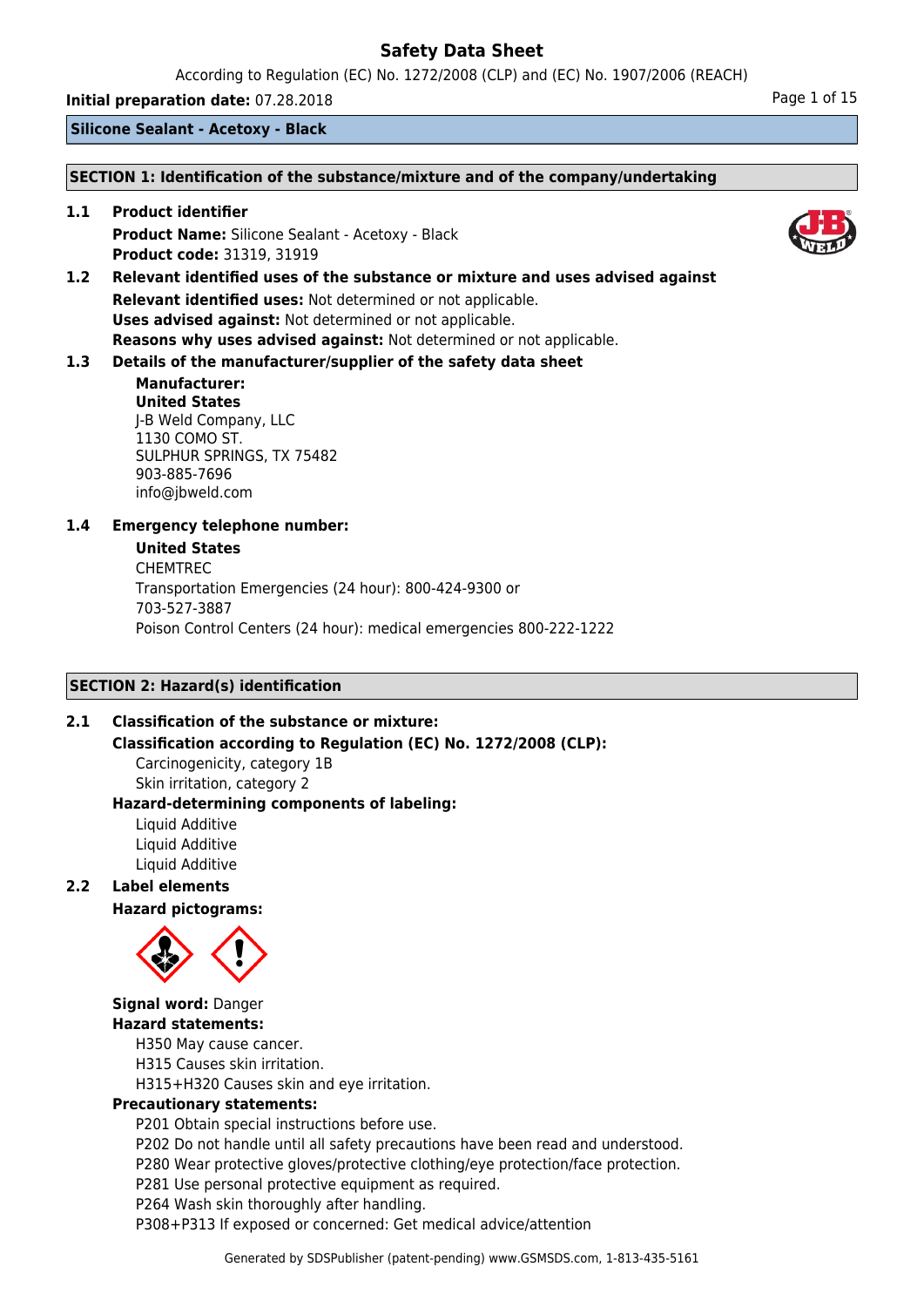# Safety Data Sheet

According to Regulation (EC) No. 1272/2008 (CLP) and (EC) No. 1907/2006 (REACH)

**Initial preparation date:** 07.28.2018

**Silicone Sealant - Acetoxy - Black**

## SECTION 1: Identification of the substance/mixture and of the company/undertaking

**1.1 Product identifier**

**Product Name:** Silicone Sealant - Acetoxy - Black
**Product code:** 31319, 31919

**1.2 Relevant identified uses of the substance or mixture and uses advised against**

**Relevant identified uses:** Not determined or not applicable.
**Uses advised against:** Not determined or not applicable.
**Reasons why uses advised against:** Not determined or not applicable.

**1.3 Details of the manufacturer/supplier of the safety data sheet**

**Manufacturer:**
**United States**
J-B Weld Company, LLC
1130 COMO ST.
SULPHUR SPRINGS, TX 75482
903-885-7696
info@jbweld.com

**1.4 Emergency telephone number:**

**United States**
CHEMTREC
Transportation Emergencies (24 hour): 800-424-9300 or
703-527-3887
Poison Control Centers (24 hour): medical emergencies 800-222-1222

## SECTION 2: Hazard(s) identification

**2.1 Classification of the substance or mixture:**

**Classification according to Regulation (EC) No. 1272/2008 (CLP):**

Carcinogenicity, category 1B
Skin irritation, category 2

**Hazard-determining components of labeling:**

Liquid Additive
Liquid Additive
Liquid Additive

**2.2 Label elements**

**Hazard pictograms:**

**Signal word:** Danger

**Hazard statements:**

H350 May cause cancer.
H315 Causes skin irritation.
H315+H320 Causes skin and eye irritation.

**Precautionary statements:**

P201 Obtain special instructions before use.
P202 Do not handle until all safety precautions have been read and understood.
P280 Wear protective gloves/protective clothing/eye protection/face protection.
P281 Use personal protective equipment as required.
P264 Wash skin thoroughly after handling.
P308+P313 If exposed or concerned: Get medical advice/attention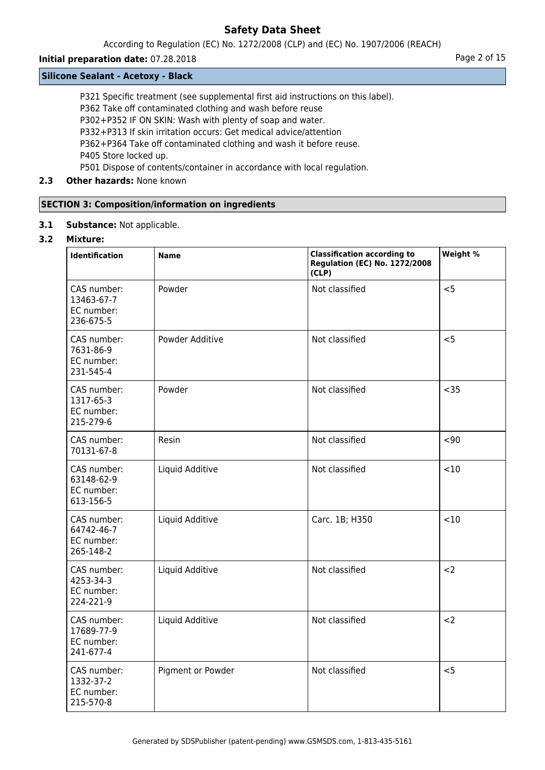P321 Specific treatment (see supplemental first aid instructions on this label).
P362 Take off contaminated clothing and wash before reuse
P302+P352 IF ON SKIN: Wash with plenty of soap and water.
P332+P313 If skin irritation occurs: Get medical advice/attention
P362+P364 Take off contaminated clothing and wash it before reuse.
P405 Store locked up.
P501 Dispose of contents/container in accordance with local regulation.

**2.3 Other hazards:** None known

## SECTION 3: Composition/information on ingredients

**3.1 Substance:** Not applicable.

**3.2 Mixture:**

| Identification | Name | Classification according to Regulation (EC) No. 1272/2008 (CLP) | Weight % |
|---|---|---|---|
| CAS number: 13463-67-7 EC number: 236-675-5 | Powder | Not classified | <5 |
| CAS number: 7631-86-9 EC number: 231-545-4 | Powder Additive | Not classified | <5 |
| CAS number: 1317-65-3 EC number: 215-279-6 | Powder | Not classified | <35 |
| CAS number: 70131-67-8 | Resin | Not classified | <90 |
| CAS number: 63148-62-9 EC number: 613-156-5 | Liquid Additive | Not classified | <10 |
| CAS number: 64742-46-7 EC number: 265-148-2 | Liquid Additive | Carc. 1B; H350 | <10 |
| CAS number: 4253-34-3 EC number: 224-221-9 | Liquid Additive | Not classified | <2 |
| CAS number: 17689-77-9 EC number: 241-677-4 | Liquid Additive | Not classified | <2 |
| CAS number: 1332-37-2 EC number: 215-570-8 | Pigment or Powder | Not classified | <5 |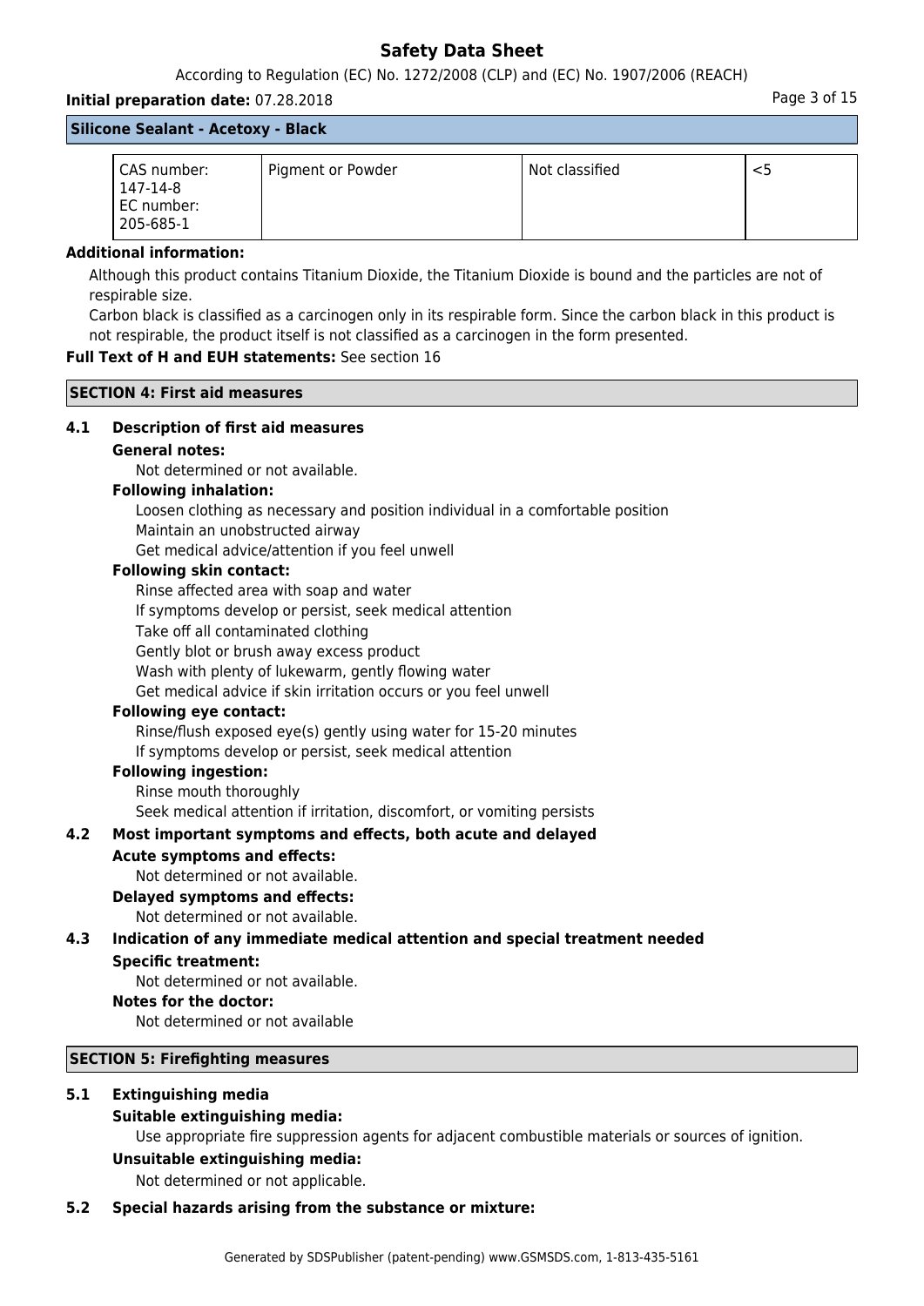| CAS number: 147-14-8 EC number: 205-685-1 | Pigment or Powder | Not classified | <5 |
|---|---|---|---|

**Additional information:**

Although this product contains Titanium Dioxide, the Titanium Dioxide is bound and the particles are not of respirable size.

Carbon black is classified as a carcinogen only in its respirable form. Since the carbon black in this product is not respirable, the product itself is not classified as a carcinogen in the form presented.

**Full Text of H and EUH statements:** See section 16

## SECTION 4: First aid measures

### 4.1 Description of first aid measures

**General notes:**

Not determined or not available.

**Following inhalation:**

Loosen clothing as necessary and position individual in a comfortable position
Maintain an unobstructed airway
Get medical advice/attention if you feel unwell

**Following skin contact:**

Rinse affected area with soap and water
If symptoms develop or persist, seek medical attention
Take off all contaminated clothing
Gently blot or brush away excess product
Wash with plenty of lukewarm, gently flowing water
Get medical advice if skin irritation occurs or you feel unwell

**Following eye contact:**

Rinse/flush exposed eye(s) gently using water for 15-20 minutes
If symptoms develop or persist, seek medical attention

**Following ingestion:**

Rinse mouth thoroughly
Seek medical attention if irritation, discomfort, or vomiting persists

### 4.2 Most important symptoms and effects, both acute and delayed

**Acute symptoms and effects:**

Not determined or not available.

**Delayed symptoms and effects:**

Not determined or not available.

### 4.3 Indication of any immediate medical attention and special treatment needed

**Specific treatment:**

Not determined or not available.

**Notes for the doctor:**

Not determined or not available

## SECTION 5: Firefighting measures

### 5.1 Extinguishing media

**Suitable extinguishing media:**

Use appropriate fire suppression agents for adjacent combustible materials or sources of ignition.

**Unsuitable extinguishing media:**

Not determined or not applicable.

### 5.2 Special hazards arising from the substance or mixture: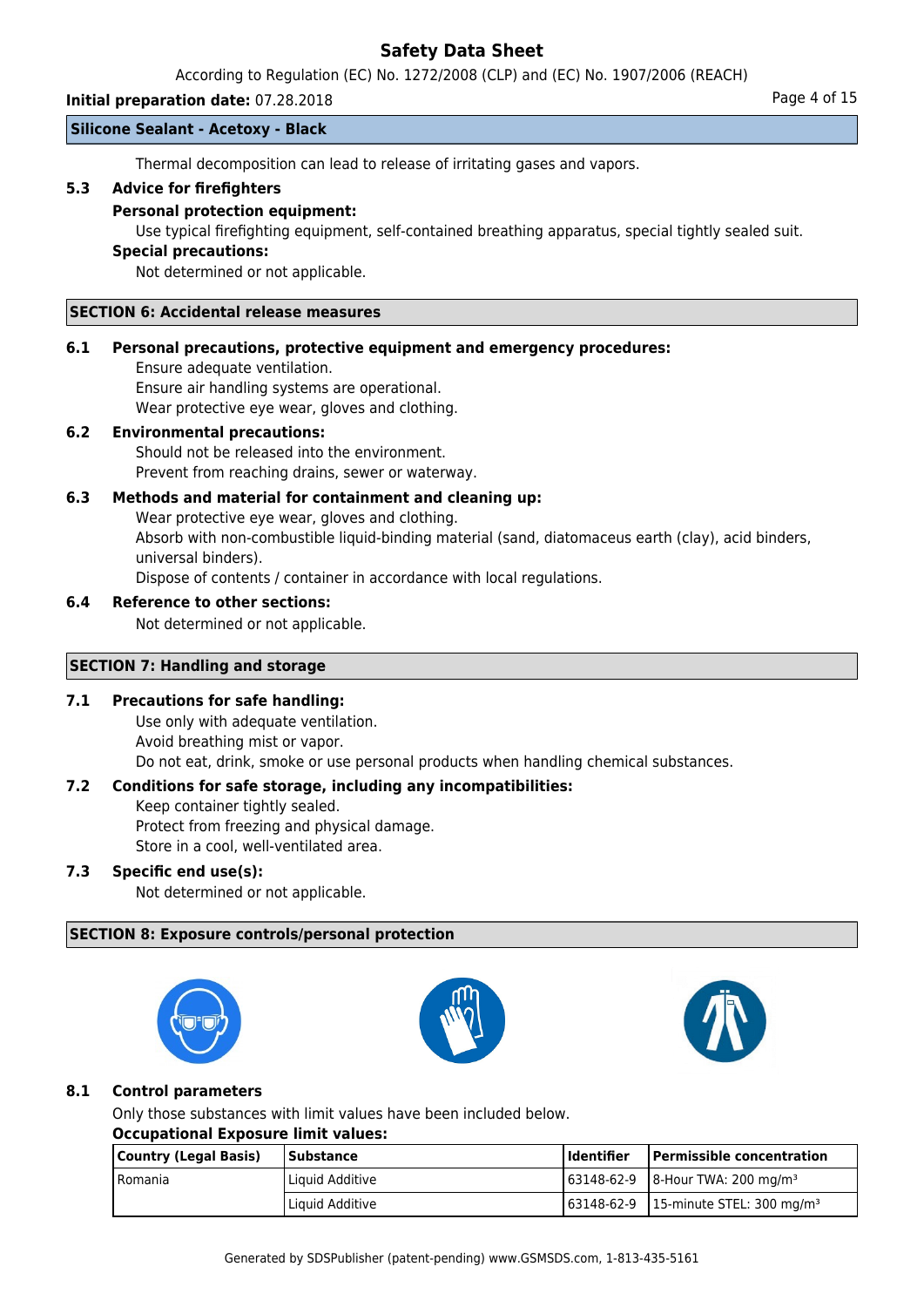Thermal decomposition can lead to release of irritating gases and vapors.

### 5.3 Advice for firefighters

**Personal protection equipment:**

Use typical firefighting equipment, self-contained breathing apparatus, special tightly sealed suit.

**Special precautions:**

Not determined or not applicable.

## SECTION 6: Accidental release measures

### 6.1 Personal precautions, protective equipment and emergency procedures:

Ensure adequate ventilation.
Ensure air handling systems are operational.
Wear protective eye wear, gloves and clothing.

### 6.2 Environmental precautions:

Should not be released into the environment.
Prevent from reaching drains, sewer or waterway.

### 6.3 Methods and material for containment and cleaning up:

Wear protective eye wear, gloves and clothing.
Absorb with non-combustible liquid-binding material (sand, diatomaceus earth (clay), acid binders, universal binders).
Dispose of contents / container in accordance with local regulations.

### 6.4 Reference to other sections:

Not determined or not applicable.

## SECTION 7: Handling and storage

### 7.1 Precautions for safe handling:

Use only with adequate ventilation.
Avoid breathing mist or vapor.
Do not eat, drink, smoke or use personal products when handling chemical substances.

### 7.2 Conditions for safe storage, including any incompatibilities:

Keep container tightly sealed.
Protect from freezing and physical damage.
Store in a cool, well-ventilated area.

### 7.3 Specific end use(s):

Not determined or not applicable.

## SECTION 8: Exposure controls/personal protection

### 8.1 Control parameters

Only those substances with limit values have been included below.

**Occupational Exposure limit values:**

| Country (Legal Basis) | Substance | Identifier | Permissible concentration |
|---|---|---|---|
| Romania | Liquid Additive | 63148-62-9 | 8-Hour TWA: 200 mg/m³ |
| | Liquid Additive | 63148-62-9 | 15-minute STEL: 300 mg/m³ |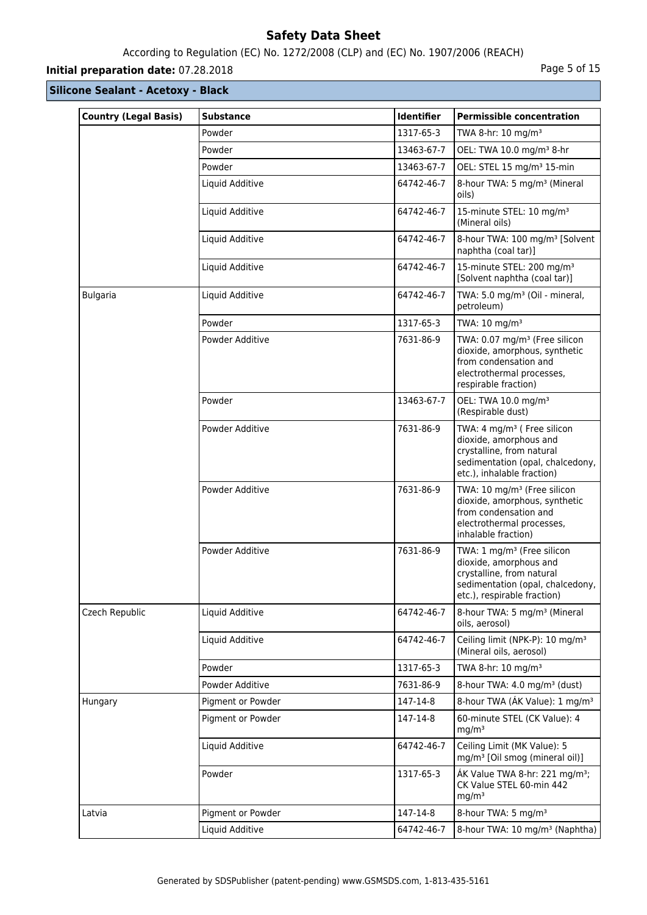## Silicone Sealant - Acetoxy - Black

| Country (Legal Basis) | Substance | Identifier | Permissible concentration |
|---|---|---|---|
| | Powder | 1317-65-3 | TWA 8-hr: 10 mg/m³ |
| | Powder | 13463-67-7 | OEL: TWA 10.0 mg/m³ 8-hr |
| | Powder | 13463-67-7 | OEL: STEL 15 mg/m³ 15-min |
| | Liquid Additive | 64742-46-7 | 8-hour TWA: 5 mg/m³ (Mineral oils) |
| | Liquid Additive | 64742-46-7 | 15-minute STEL: 10 mg/m³ (Mineral oils) |
| | Liquid Additive | 64742-46-7 | 8-hour TWA: 100 mg/m³ [Solvent naphtha (coal tar)] |
| | Liquid Additive | 64742-46-7 | 15-minute STEL: 200 mg/m³ [Solvent naphtha (coal tar)] |
| Bulgaria | Liquid Additive | 64742-46-7 | TWA: 5.0 mg/m³ (Oil - mineral, petroleum) |
| | Powder | 1317-65-3 | TWA: 10 mg/m³ |
| | Powder Additive | 7631-86-9 | TWA: 0.07 mg/m³ (Free silicon dioxide, amorphous, synthetic from condensation and electrothermal processes, respirable fraction) |
| | Powder | 13463-67-7 | OEL: TWA 10.0 mg/m³ (Respirable dust) |
| | Powder Additive | 7631-86-9 | TWA: 4 mg/m³ ( Free silicon dioxide, amorphous and crystalline, from natural sedimentation (opal, chalcedony, etc.), inhalable fraction) |
| | Powder Additive | 7631-86-9 | TWA: 10 mg/m³ (Free silicon dioxide, amorphous, synthetic from condensation and electrothermal processes, inhalable fraction) |
| | Powder Additive | 7631-86-9 | TWA: 1 mg/m³ (Free silicon dioxide, amorphous and crystalline, from natural sedimentation (opal, chalcedony, etc.), respirable fraction) |
| Czech Republic | Liquid Additive | 64742-46-7 | 8-hour TWA: 5 mg/m³ (Mineral oils, aerosol) |
| | Liquid Additive | 64742-46-7 | Ceiling limit (NPK-P): 10 mg/m³ (Mineral oils, aerosol) |
| | Powder | 1317-65-3 | TWA 8-hr: 10 mg/m³ |
| | Powder Additive | 7631-86-9 | 8-hour TWA: 4.0 mg/m³ (dust) |
| Hungary | Pigment or Powder | 147-14-8 | 8-hour TWA (ÁK Value): 1 mg/m³ |
| | Pigment or Powder | 147-14-8 | 60-minute STEL (CK Value): 4 mg/m³ |
| | Liquid Additive | 64742-46-7 | Ceiling Limit (MK Value): 5 mg/m³ [Oil smog (mineral oil)] |
| | Powder | 1317-65-3 | ÁK Value TWA 8-hr: 221 mg/m³; CK Value STEL 60-min 442 mg/m³ |
| Latvia | Pigment or Powder | 147-14-8 | 8-hour TWA: 5 mg/m³ |
| | Liquid Additive | 64742-46-7 | 8-hour TWA: 10 mg/m³ (Naphtha) |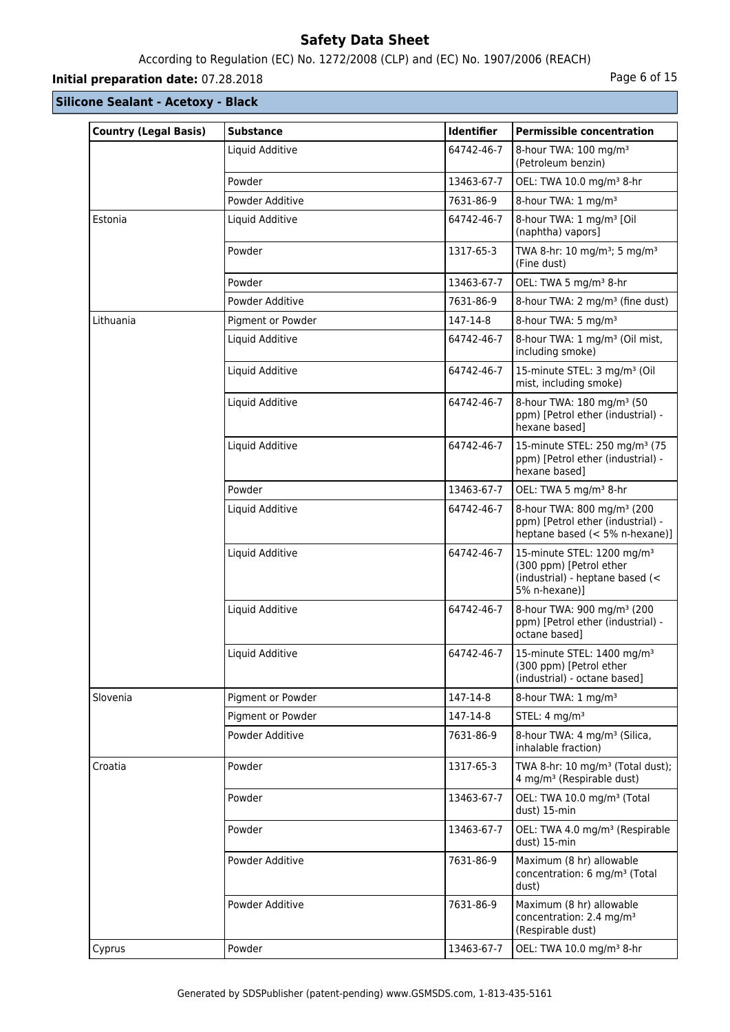## Silicone Sealant - Acetoxy - Black

| Country (Legal Basis) | Substance | Identifier | Permissible concentration |
|---|---|---|---|
| | Liquid Additive | 64742-46-7 | 8-hour TWA: 100 mg/m³ (Petroleum benzin) |
| | Powder | 13463-67-7 | OEL: TWA 10.0 mg/m³ 8-hr |
| | Powder Additive | 7631-86-9 | 8-hour TWA: 1 mg/m³ |
| Estonia | Liquid Additive | 64742-46-7 | 8-hour TWA: 1 mg/m³ [Oil (naphtha) vapors] |
| | Powder | 1317-65-3 | TWA 8-hr: 10 mg/m³; 5 mg/m³ (Fine dust) |
| | Powder | 13463-67-7 | OEL: TWA 5 mg/m³ 8-hr |
| | Powder Additive | 7631-86-9 | 8-hour TWA: 2 mg/m³ (fine dust) |
| Lithuania | Pigment or Powder | 147-14-8 | 8-hour TWA: 5 mg/m³ |
| | Liquid Additive | 64742-46-7 | 8-hour TWA: 1 mg/m³ (Oil mist, including smoke) |
| | Liquid Additive | 64742-46-7 | 15-minute STEL: 3 mg/m³ (Oil mist, including smoke) |
| | Liquid Additive | 64742-46-7 | 8-hour TWA: 180 mg/m³ (50 ppm) [Petrol ether (industrial) - hexane based] |
| | Liquid Additive | 64742-46-7 | 15-minute STEL: 250 mg/m³ (75 ppm) [Petrol ether (industrial) - hexane based] |
| | Powder | 13463-67-7 | OEL: TWA 5 mg/m³ 8-hr |
| | Liquid Additive | 64742-46-7 | 8-hour TWA: 800 mg/m³ (200 ppm) [Petrol ether (industrial) - heptane based (< 5% n-hexane)] |
| | Liquid Additive | 64742-46-7 | 15-minute STEL: 1200 mg/m³ (300 ppm) [Petrol ether (industrial) - heptane based (< 5% n-hexane)] |
| | Liquid Additive | 64742-46-7 | 8-hour TWA: 900 mg/m³ (200 ppm) [Petrol ether (industrial) - octane based] |
| | Liquid Additive | 64742-46-7 | 15-minute STEL: 1400 mg/m³ (300 ppm) [Petrol ether (industrial) - octane based] |
| Slovenia | Pigment or Powder | 147-14-8 | 8-hour TWA: 1 mg/m³ |
| | Pigment or Powder | 147-14-8 | STEL: 4 mg/m³ |
| | Powder Additive | 7631-86-9 | 8-hour TWA: 4 mg/m³ (Silica, inhalable fraction) |
| Croatia | Powder | 1317-65-3 | TWA 8-hr: 10 mg/m³ (Total dust); 4 mg/m³ (Respirable dust) |
| | Powder | 13463-67-7 | OEL: TWA 10.0 mg/m³ (Total dust) 15-min |
| | Powder | 13463-67-7 | OEL: TWA 4.0 mg/m³ (Respirable dust) 15-min |
| | Powder Additive | 7631-86-9 | Maximum (8 hr) allowable concentration: 6 mg/m³ (Total dust) |
| | Powder Additive | 7631-86-9 | Maximum (8 hr) allowable concentration: 2.4 mg/m³ (Respirable dust) |
| Cyprus | Powder | 13463-67-7 | OEL: TWA 10.0 mg/m³ 8-hr |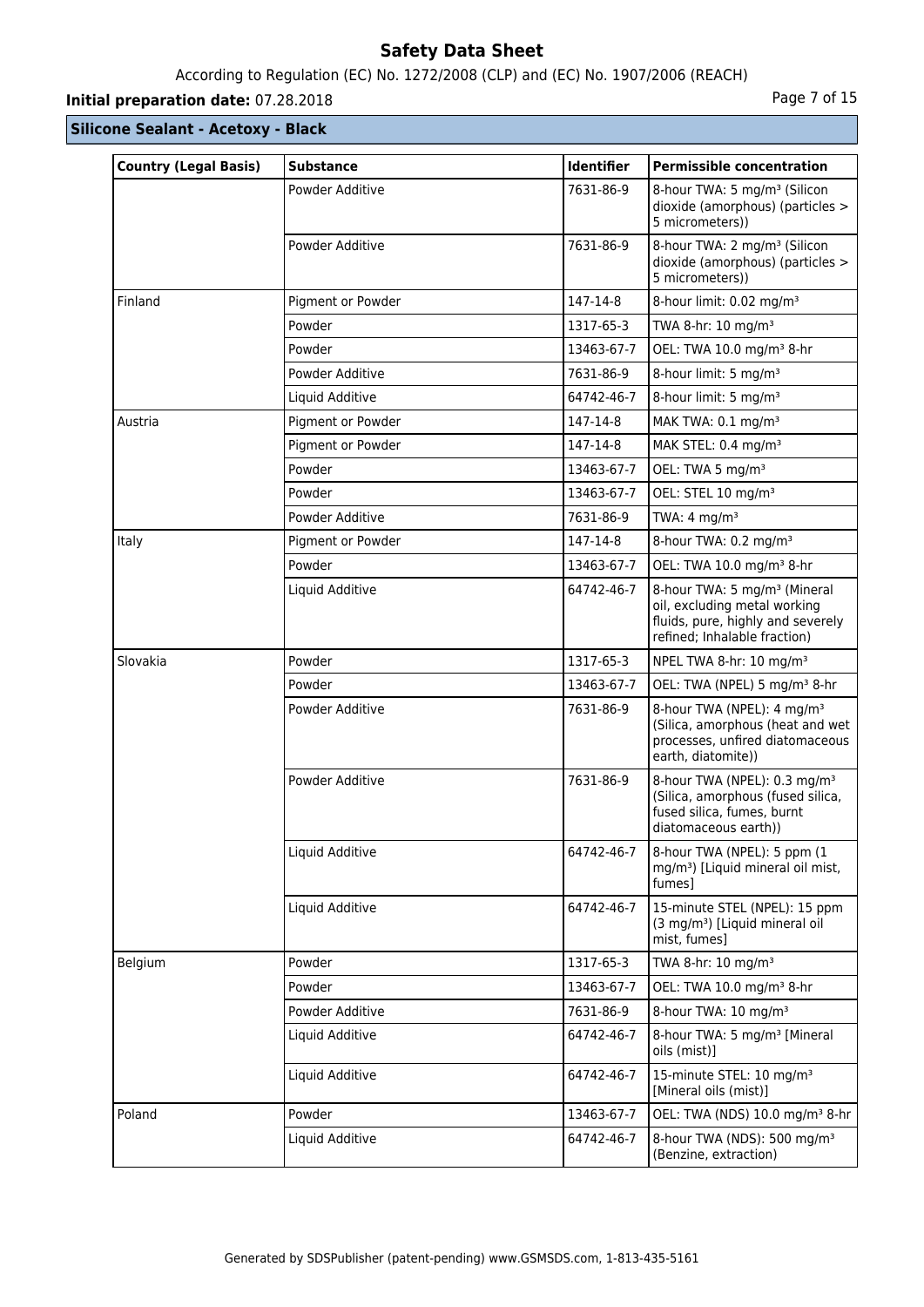**Silicone Sealant - Acetoxy - Black**

| Country (Legal Basis) | Substance | Identifier | Permissible concentration |
| --- | --- | --- | --- |
| | Powder Additive | 7631-86-9 | 8-hour TWA: 5 mg/m³ (Silicon dioxide (amorphous) (particles > 5 micrometers)) |
| | Powder Additive | 7631-86-9 | 8-hour TWA: 2 mg/m³ (Silicon dioxide (amorphous) (particles > 5 micrometers)) |
| Finland | Pigment or Powder | 147-14-8 | 8-hour limit: 0.02 mg/m³ |
| | Powder | 1317-65-3 | TWA 8-hr: 10 mg/m³ |
| | Powder | 13463-67-7 | OEL: TWA 10.0 mg/m³ 8-hr |
| | Powder Additive | 7631-86-9 | 8-hour limit: 5 mg/m³ |
| | Liquid Additive | 64742-46-7 | 8-hour limit: 5 mg/m³ |
| Austria | Pigment or Powder | 147-14-8 | MAK TWA: 0.1 mg/m³ |
| | Pigment or Powder | 147-14-8 | MAK STEL: 0.4 mg/m³ |
| | Powder | 13463-67-7 | OEL: TWA 5 mg/m³ |
| | Powder | 13463-67-7 | OEL: STEL 10 mg/m³ |
| | Powder Additive | 7631-86-9 | TWA: 4 mg/m³ |
| Italy | Pigment or Powder | 147-14-8 | 8-hour TWA: 0.2 mg/m³ |
| | Powder | 13463-67-7 | OEL: TWA 10.0 mg/m³ 8-hr |
| | Liquid Additive | 64742-46-7 | 8-hour TWA: 5 mg/m³ (Mineral oil, excluding metal working fluids, pure, highly and severely refined; Inhalable fraction) |
| Slovakia | Powder | 1317-65-3 | NPEL TWA 8-hr: 10 mg/m³ |
| | Powder | 13463-67-7 | OEL: TWA (NPEL) 5 mg/m³ 8-hr |
| | Powder Additive | 7631-86-9 | 8-hour TWA (NPEL): 4 mg/m³ (Silica, amorphous (heat and wet processes, unfired diatomaceous earth, diatomite)) |
| | Powder Additive | 7631-86-9 | 8-hour TWA (NPEL): 0.3 mg/m³ (Silica, amorphous (fused silica, fused silica, fumes, burnt diatomaceous earth)) |
| | Liquid Additive | 64742-46-7 | 8-hour TWA (NPEL): 5 ppm (1 mg/m³) [Liquid mineral oil mist, fumes] |
| | Liquid Additive | 64742-46-7 | 15-minute STEL (NPEL): 15 ppm (3 mg/m³) [Liquid mineral oil mist, fumes] |
| Belgium | Powder | 1317-65-3 | TWA 8-hr: 10 mg/m³ |
| | Powder | 13463-67-7 | OEL: TWA 10.0 mg/m³ 8-hr |
| | Powder Additive | 7631-86-9 | 8-hour TWA: 10 mg/m³ |
| | Liquid Additive | 64742-46-7 | 8-hour TWA: 5 mg/m³ [Mineral oils (mist)] |
| | Liquid Additive | 64742-46-7 | 15-minute STEL: 10 mg/m³ [Mineral oils (mist)] |
| Poland | Powder | 13463-67-7 | OEL: TWA (NDS) 10.0 mg/m³ 8-hr |
| | Liquid Additive | 64742-46-7 | 8-hour TWA (NDS): 500 mg/m³ (Benzine, extraction) |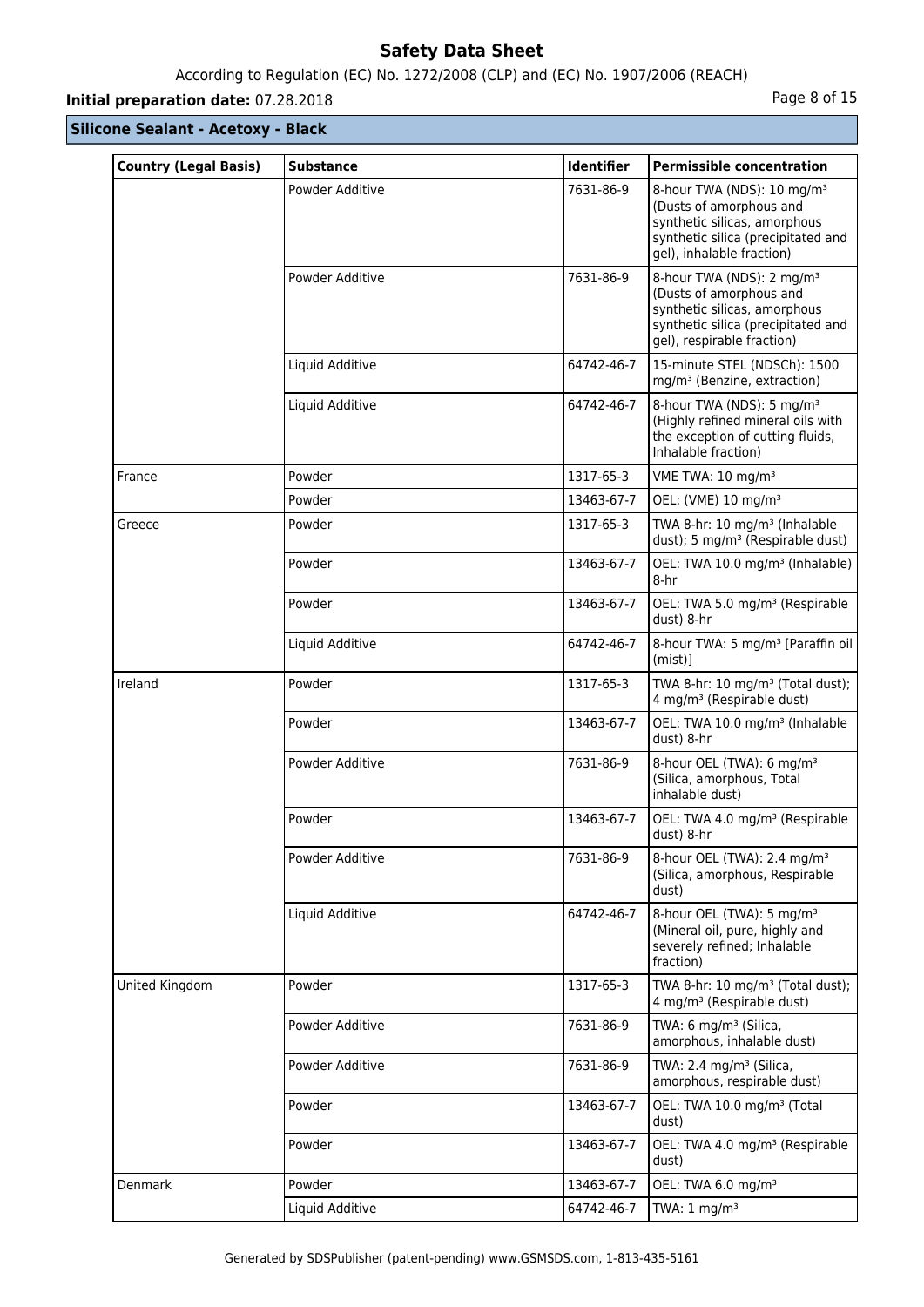**Silicone Sealant - Acetoxy - Black**

| Country (Legal Basis) | Substance | Identifier | Permissible concentration |
|---|---|---|---|
| | Powder Additive | 7631-86-9 | 8-hour TWA (NDS): 10 mg/m³ (Dusts of amorphous and synthetic silicas, amorphous synthetic silica (precipitated and gel), inhalable fraction) |
| | Powder Additive | 7631-86-9 | 8-hour TWA (NDS): 2 mg/m³ (Dusts of amorphous and synthetic silicas, amorphous synthetic silica (precipitated and gel), respirable fraction) |
| | Liquid Additive | 64742-46-7 | 15-minute STEL (NDSCh): 1500 mg/m³ (Benzine, extraction) |
| | Liquid Additive | 64742-46-7 | 8-hour TWA (NDS): 5 mg/m³ (Highly refined mineral oils with the exception of cutting fluids, Inhalable fraction) |
| France | Powder | 1317-65-3 | VME TWA: 10 mg/m³ |
| | Powder | 13463-67-7 | OEL: (VME) 10 mg/m³ |
| Greece | Powder | 1317-65-3 | TWA 8-hr: 10 mg/m³ (Inhalable dust); 5 mg/m³ (Respirable dust) |
| | Powder | 13463-67-7 | OEL: TWA 10.0 mg/m³ (Inhalable) 8-hr |
| | Powder | 13463-67-7 | OEL: TWA 5.0 mg/m³ (Respirable dust) 8-hr |
| | Liquid Additive | 64742-46-7 | 8-hour TWA: 5 mg/m³ [Paraffin oil (mist)] |
| Ireland | Powder | 1317-65-3 | TWA 8-hr: 10 mg/m³ (Total dust); 4 mg/m³ (Respirable dust) |
| | Powder | 13463-67-7 | OEL: TWA 10.0 mg/m³ (Inhalable dust) 8-hr |
| | Powder Additive | 7631-86-9 | 8-hour OEL (TWA): 6 mg/m³ (Silica, amorphous, Total inhalable dust) |
| | Powder | 13463-67-7 | OEL: TWA 4.0 mg/m³ (Respirable dust) 8-hr |
| | Powder Additive | 7631-86-9 | 8-hour OEL (TWA): 2.4 mg/m³ (Silica, amorphous, Respirable dust) |
| | Liquid Additive | 64742-46-7 | 8-hour OEL (TWA): 5 mg/m³ (Mineral oil, pure, highly and severely refined; Inhalable fraction) |
| United Kingdom | Powder | 1317-65-3 | TWA 8-hr: 10 mg/m³ (Total dust); 4 mg/m³ (Respirable dust) |
| | Powder Additive | 7631-86-9 | TWA: 6 mg/m³ (Silica, amorphous, inhalable dust) |
| | Powder Additive | 7631-86-9 | TWA: 2.4 mg/m³ (Silica, amorphous, respirable dust) |
| | Powder | 13463-67-7 | OEL: TWA 10.0 mg/m³ (Total dust) |
| | Powder | 13463-67-7 | OEL: TWA 4.0 mg/m³ (Respirable dust) |
| Denmark | Powder | 13463-67-7 | OEL: TWA 6.0 mg/m³ |
| | Liquid Additive | 64742-46-7 | TWA: 1 mg/m³ |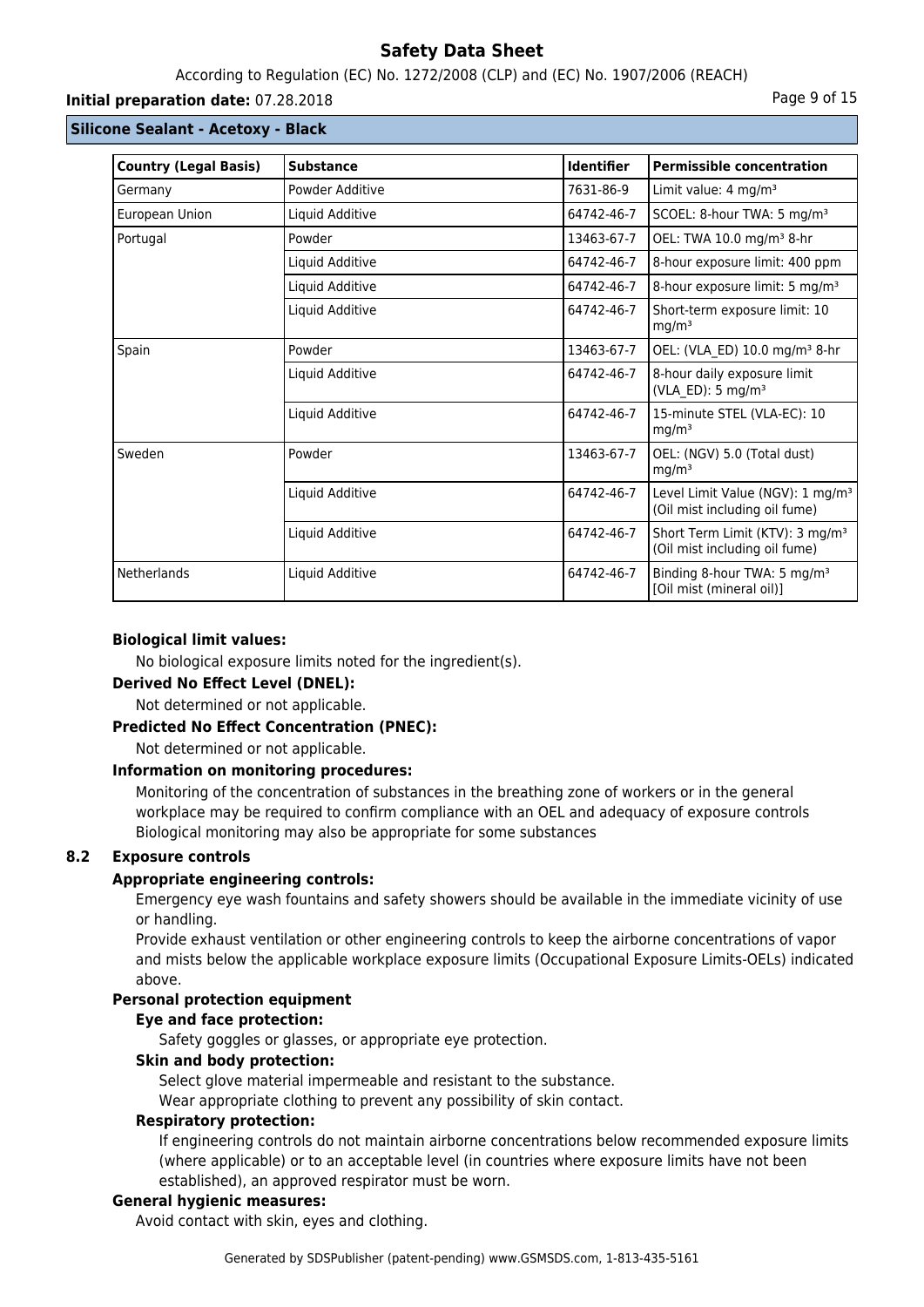## Silicone Sealant - Acetoxy - Black

| Country (Legal Basis) | Substance | Identifier | Permissible concentration |
|---|---|---|---|
| Germany | Powder Additive | 7631-86-9 | Limit value: 4 mg/m³ |
| European Union | Liquid Additive | 64742-46-7 | SCOEL: 8-hour TWA: 5 mg/m³ |
| Portugal | Powder | 13463-67-7 | OEL: TWA 10.0 mg/m³ 8-hr |
| | Liquid Additive | 64742-46-7 | 8-hour exposure limit: 400 ppm |
| | Liquid Additive | 64742-46-7 | 8-hour exposure limit: 5 mg/m³ |
| | Liquid Additive | 64742-46-7 | Short-term exposure limit: 10 mg/m³ |
| Spain | Powder | 13463-67-7 | OEL: (VLA_ED) 10.0 mg/m³ 8-hr |
| | Liquid Additive | 64742-46-7 | 8-hour daily exposure limit (VLA_ED): 5 mg/m³ |
| | Liquid Additive | 64742-46-7 | 15-minute STEL (VLA-EC): 10 mg/m³ |
| Sweden | Powder | 13463-67-7 | OEL: (NGV) 5.0 (Total dust) mg/m³ |
| | Liquid Additive | 64742-46-7 | Level Limit Value (NGV): 1 mg/m³ (Oil mist including oil fume) |
| | Liquid Additive | 64742-46-7 | Short Term Limit (KTV): 3 mg/m³ (Oil mist including oil fume) |
| Netherlands | Liquid Additive | 64742-46-7 | Binding 8-hour TWA: 5 mg/m³ [Oil mist (mineral oil)] |

**Biological limit values:**

No biological exposure limits noted for the ingredient(s).

**Derived No Effect Level (DNEL):**

Not determined or not applicable.

**Predicted No Effect Concentration (PNEC):**

Not determined or not applicable.

**Information on monitoring procedures:**

Monitoring of the concentration of substances in the breathing zone of workers or in the general workplace may be required to confirm compliance with an OEL and adequacy of exposure controls Biological monitoring may also be appropriate for some substances

### 8.2 Exposure controls

**Appropriate engineering controls:**

Emergency eye wash fountains and safety showers should be available in the immediate vicinity of use or handling.

Provide exhaust ventilation or other engineering controls to keep the airborne concentrations of vapor and mists below the applicable workplace exposure limits (Occupational Exposure Limits-OELs) indicated above.

**Personal protection equipment**

**Eye and face protection:**

Safety goggles or glasses, or appropriate eye protection.

**Skin and body protection:**

Select glove material impermeable and resistant to the substance.

Wear appropriate clothing to prevent any possibility of skin contact.

**Respiratory protection:**

If engineering controls do not maintain airborne concentrations below recommended exposure limits (where applicable) or to an acceptable level (in countries where exposure limits have not been established), an approved respirator must be worn.

**General hygienic measures:**

Avoid contact with skin, eyes and clothing.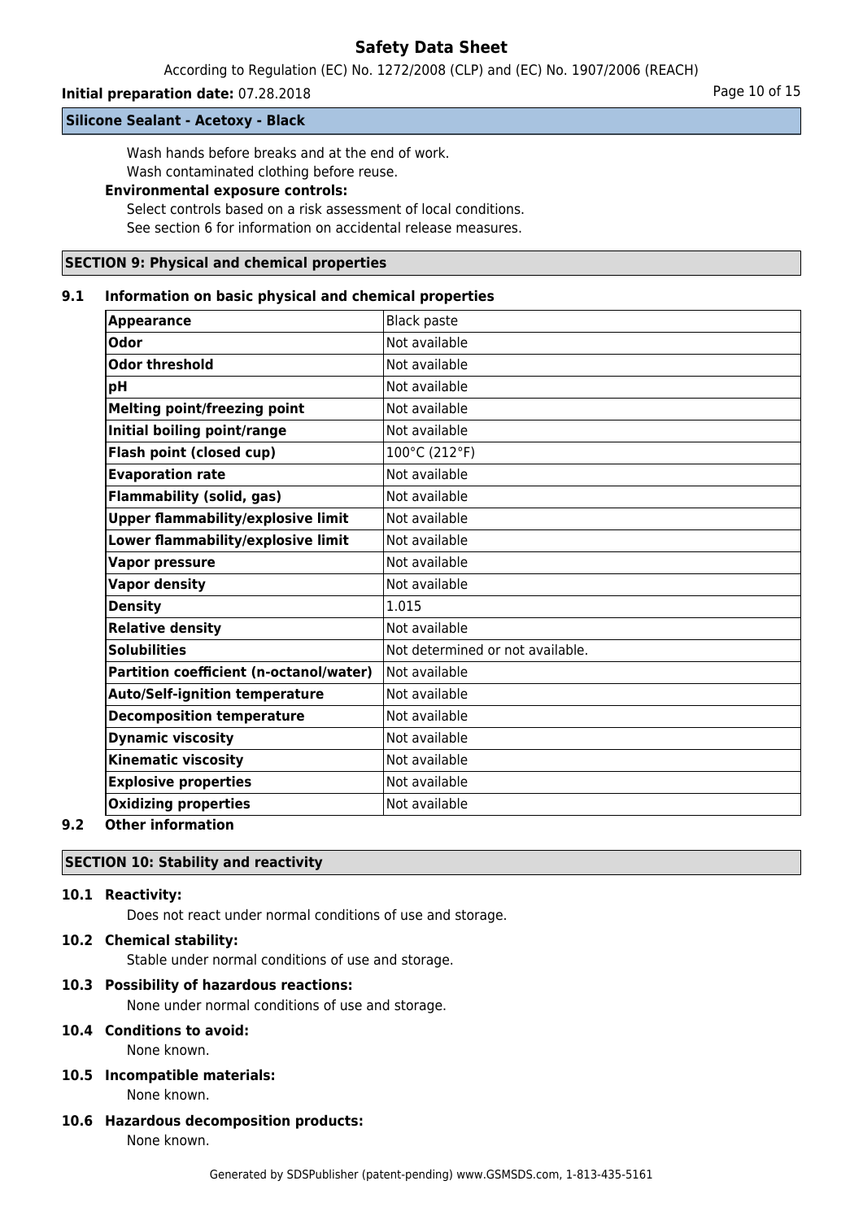Wash hands before breaks and at the end of work.
Wash contaminated clothing before reuse.

**Environmental exposure controls:**

Select controls based on a risk assessment of local conditions.
See section 6 for information on accidental release measures.

## SECTION 9: Physical and chemical properties

### 9.1 Information on basic physical and chemical properties

| Property | Value |
|---|---|
| **Appearance** | Black paste |
| **Odor** | Not available |
| **Odor threshold** | Not available |
| **pH** | Not available |
| **Melting point/freezing point** | Not available |
| **Initial boiling point/range** | Not available |
| **Flash point (closed cup)** | 100°C (212°F) |
| **Evaporation rate** | Not available |
| **Flammability (solid, gas)** | Not available |
| **Upper flammability/explosive limit** | Not available |
| **Lower flammability/explosive limit** | Not available |
| **Vapor pressure** | Not available |
| **Vapor density** | Not available |
| **Density** | 1.015 |
| **Relative density** | Not available |
| **Solubilities** | Not determined or not available. |
| **Partition coefficient (n-octanol/water)** | Not available |
| **Auto/Self-ignition temperature** | Not available |
| **Decomposition temperature** | Not available |
| **Dynamic viscosity** | Not available |
| **Kinematic viscosity** | Not available |
| **Explosive properties** | Not available |
| **Oxidizing properties** | Not available |

### 9.2 Other information

## SECTION 10: Stability and reactivity

### 10.1 Reactivity:

Does not react under normal conditions of use and storage.

### 10.2 Chemical stability:

Stable under normal conditions of use and storage.

### 10.3 Possibility of hazardous reactions:

None under normal conditions of use and storage.

### 10.4 Conditions to avoid:

None known.

### 10.5 Incompatible materials:

None known.

### 10.6 Hazardous decomposition products:

None known.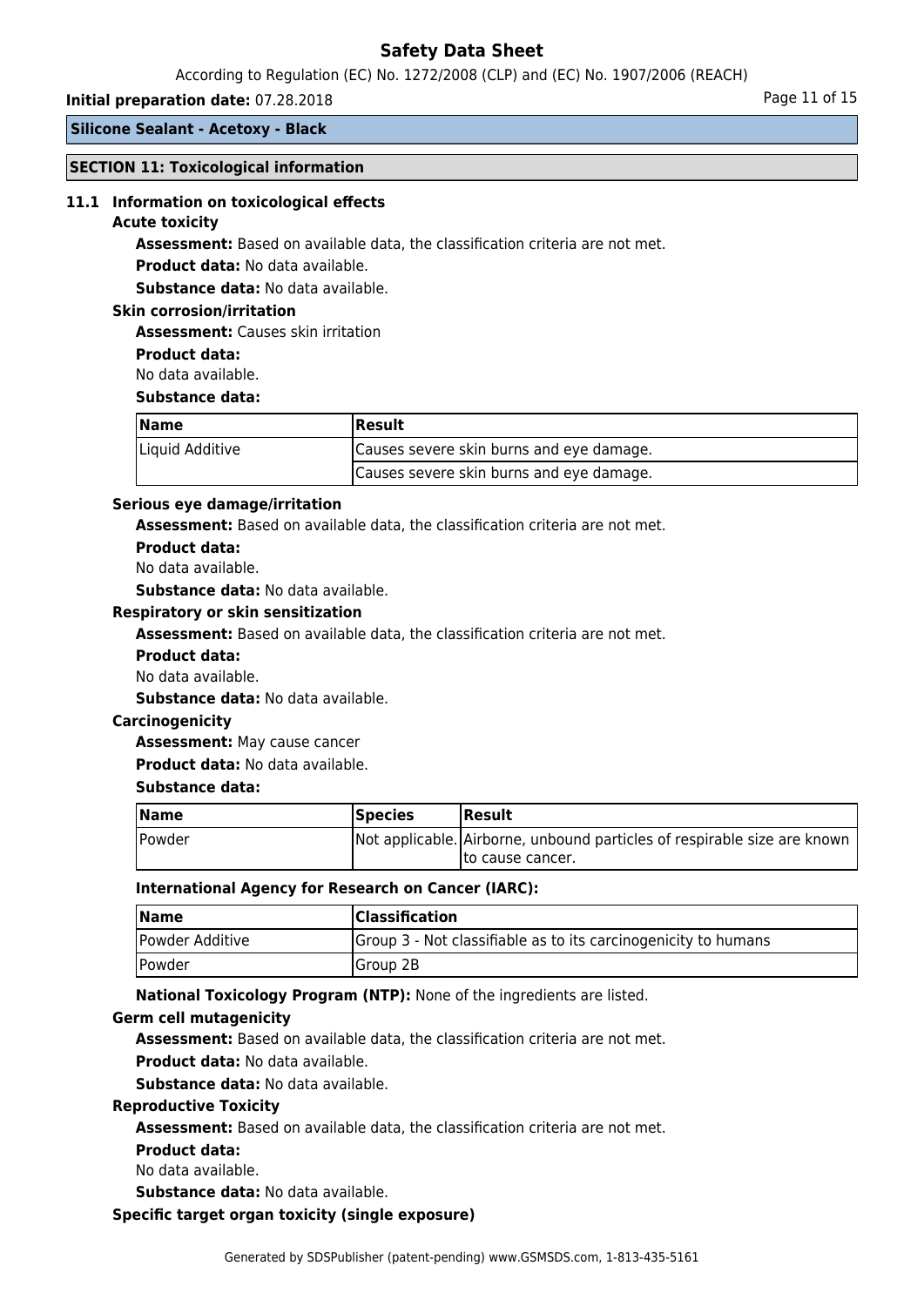## SECTION 11: Toxicological information

### 11.1 Information on toxicological effects

**Acute toxicity**

**Assessment:** Based on available data, the classification criteria are not met.

**Product data:** No data available.

**Substance data:** No data available.

**Skin corrosion/irritation**

**Assessment:** Causes skin irritation

**Product data:**

No data available.

**Substance data:**

| Name | Result |
|---|---|
| Liquid Additive | Causes severe skin burns and eye damage. |
| | Causes severe skin burns and eye damage. |

**Serious eye damage/irritation**

**Assessment:** Based on available data, the classification criteria are not met.

**Product data:**

No data available.

**Substance data:** No data available.

**Respiratory or skin sensitization**

**Assessment:** Based on available data, the classification criteria are not met.

**Product data:**

No data available.

**Substance data:** No data available.

**Carcinogenicity**

**Assessment:** May cause cancer

**Product data:** No data available.

**Substance data:**

| Name | Species | Result |
|---|---|---|
| Powder | Not applicable. | Airborne, unbound particles of respirable size are known to cause cancer. |

**International Agency for Research on Cancer (IARC):**

| Name | Classification |
|---|---|
| Powder Additive | Group 3 - Not classifiable as to its carcinogenicity to humans |
| Powder | Group 2B |

**National Toxicology Program (NTP):** None of the ingredients are listed.

**Germ cell mutagenicity**

**Assessment:** Based on available data, the classification criteria are not met.

**Product data:** No data available.

**Substance data:** No data available.

**Reproductive Toxicity**

**Assessment:** Based on available data, the classification criteria are not met.

**Product data:**

No data available.

**Substance data:** No data available.

**Specific target organ toxicity (single exposure)**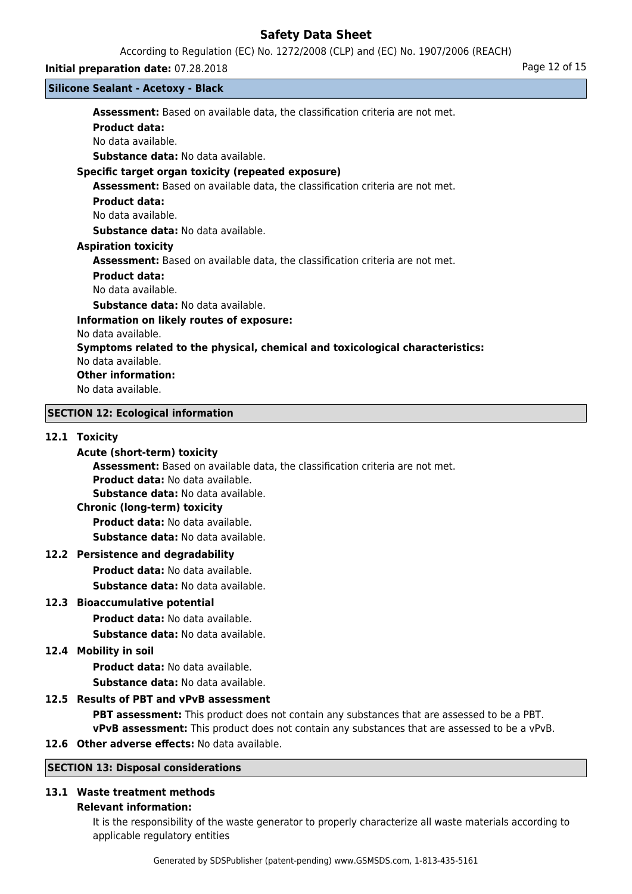**Assessment:** Based on available data, the classification criteria are not met.

**Product data:**

No data available.

**Substance data:** No data available.

**Specific target organ toxicity (repeated exposure)**

**Assessment:** Based on available data, the classification criteria are not met.

**Product data:**

No data available.

**Substance data:** No data available.

**Aspiration toxicity**

**Assessment:** Based on available data, the classification criteria are not met.

**Product data:**

No data available.

**Substance data:** No data available.

**Information on likely routes of exposure:**

No data available.

**Symptoms related to the physical, chemical and toxicological characteristics:**

No data available.

**Other information:**

No data available.

## SECTION 12: Ecological information

### 12.1 Toxicity

**Acute (short-term) toxicity**

**Assessment:** Based on available data, the classification criteria are not met.

**Product data:** No data available.

**Substance data:** No data available.

**Chronic (long-term) toxicity**

**Product data:** No data available.

**Substance data:** No data available.

### 12.2 Persistence and degradability

**Product data:** No data available.

**Substance data:** No data available.

### 12.3 Bioaccumulative potential

**Product data:** No data available.

**Substance data:** No data available.

### 12.4 Mobility in soil

**Product data:** No data available.

**Substance data:** No data available.

### 12.5 Results of PBT and vPvB assessment

**PBT assessment:** This product does not contain any substances that are assessed to be a PBT.

**vPvB assessment:** This product does not contain any substances that are assessed to be a vPvB.

### 12.6 Other adverse effects: No data available.

## SECTION 13: Disposal considerations

### 13.1 Waste treatment methods

**Relevant information:**

It is the responsibility of the waste generator to properly characterize all waste materials according to applicable regulatory entities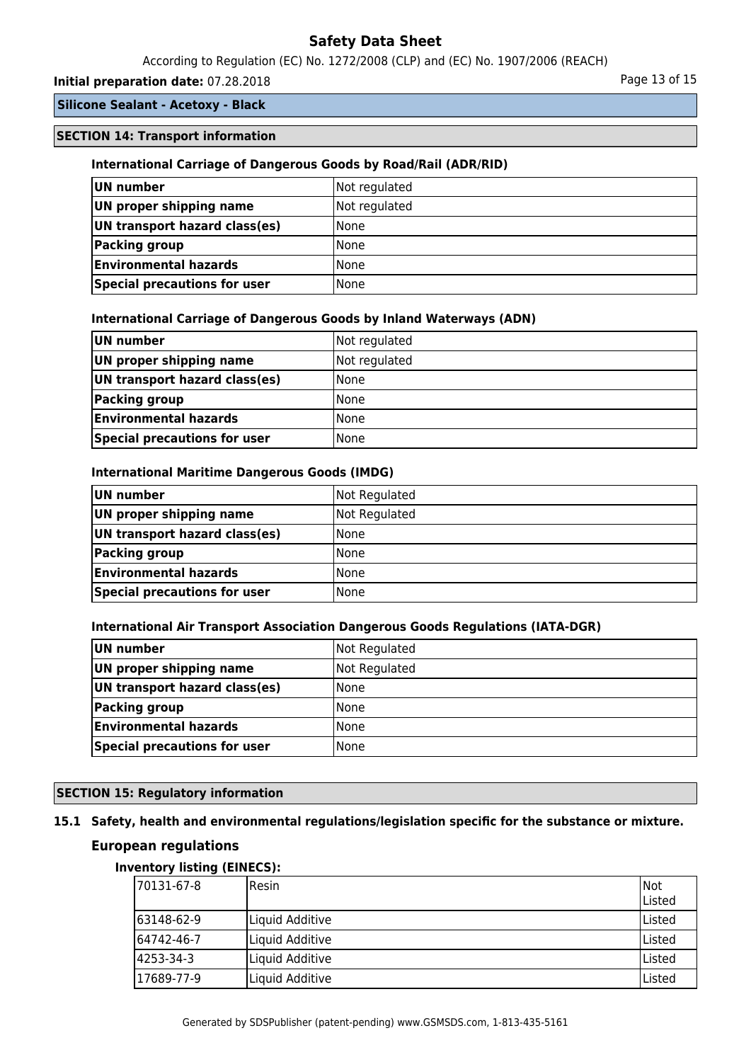## SECTION 14: Transport information

### International Carriage of Dangerous Goods by Road/Rail (ADR/RID)

| | |
|---|---|
| **UN number** | Not regulated |
| **UN proper shipping name** | Not regulated |
| **UN transport hazard class(es)** | None |
| **Packing group** | None |
| **Environmental hazards** | None |
| **Special precautions for user** | None |

### International Carriage of Dangerous Goods by Inland Waterways (ADN)

| | |
|---|---|
| **UN number** | Not regulated |
| **UN proper shipping name** | Not regulated |
| **UN transport hazard class(es)** | None |
| **Packing group** | None |
| **Environmental hazards** | None |
| **Special precautions for user** | None |

### International Maritime Dangerous Goods (IMDG)

| | |
|---|---|
| **UN number** | Not Regulated |
| **UN proper shipping name** | Not Regulated |
| **UN transport hazard class(es)** | None |
| **Packing group** | None |
| **Environmental hazards** | None |
| **Special precautions for user** | None |

### International Air Transport Association Dangerous Goods Regulations (IATA-DGR)

| | |
|---|---|
| **UN number** | Not Regulated |
| **UN proper shipping name** | Not Regulated |
| **UN transport hazard class(es)** | None |
| **Packing group** | None |
| **Environmental hazards** | None |
| **Special precautions for user** | None |

## SECTION 15: Regulatory information

### 15.1 Safety, health and environmental regulations/legislation specific for the substance or mixture.

### European regulations

#### Inventory listing (EINECS):

| | | |
|---|---|---|
| 70131-67-8 | Resin | Not Listed |
| 63148-62-9 | Liquid Additive | Listed |
| 64742-46-7 | Liquid Additive | Listed |
| 4253-34-3 | Liquid Additive | Listed |
| 17689-77-9 | Liquid Additive | Listed |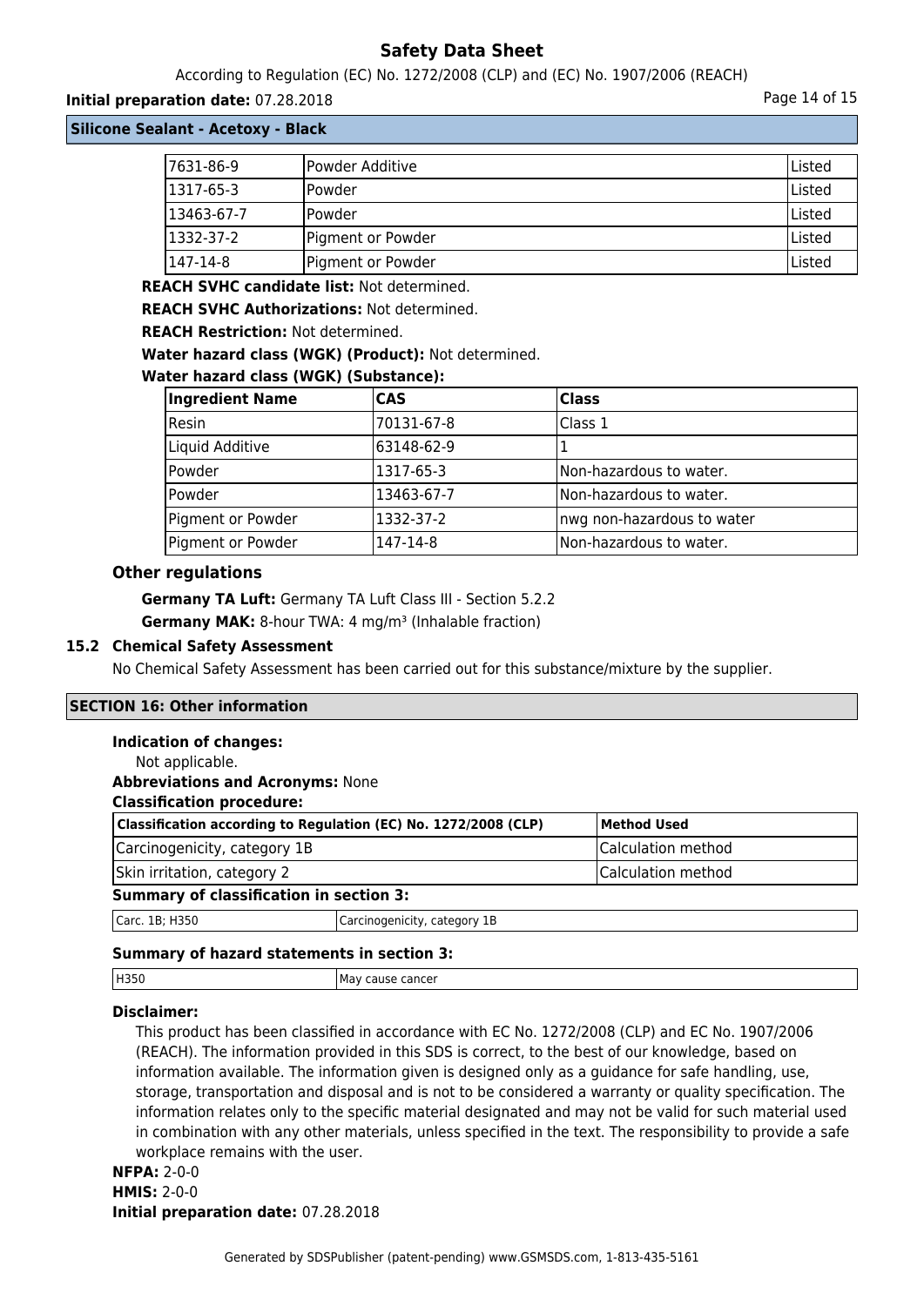| 7631-86-9 | Powder Additive | Listed |
|---|---|---|
| 1317-65-3 | Powder | Listed |
| 13463-67-7 | Powder | Listed |
| 1332-37-2 | Pigment or Powder | Listed |
| 147-14-8 | Pigment or Powder | Listed |

**REACH SVHC candidate list:** Not determined.

**REACH SVHC Authorizations:** Not determined.

**REACH Restriction:** Not determined.

**Water hazard class (WGK) (Product):** Not determined.

**Water hazard class (WGK) (Substance):**

| Ingredient Name | CAS | Class |
|---|---|---|
| Resin | 70131-67-8 | Class 1 |
| Liquid Additive | 63148-62-9 | 1 |
| Powder | 1317-65-3 | Non-hazardous to water. |
| Powder | 13463-67-7 | Non-hazardous to water. |
| Pigment or Powder | 1332-37-2 | nwg non-hazardous to water |
| Pigment or Powder | 147-14-8 | Non-hazardous to water. |

### Other regulations

**Germany TA Luft:** Germany TA Luft Class III - Section 5.2.2

**Germany MAK:** 8-hour TWA: 4 mg/m³ (Inhalable fraction)

### 15.2 Chemical Safety Assessment

No Chemical Safety Assessment has been carried out for this substance/mixture by the supplier.

## SECTION 16: Other information

**Indication of changes:**

Not applicable.

**Abbreviations and Acronyms:** None

**Classification procedure:**

| Classification according to Regulation (EC) No. 1272/2008 (CLP) | Method Used |
|---|---|
| Carcinogenicity, category 1B | Calculation method |
| Skin irritation, category 2 | Calculation method |

**Summary of classification in section 3:**

| Carc. 1B; H350 | Carcinogenicity, category 1B |
|---|---|

**Summary of hazard statements in section 3:**

| H350 | May cause cancer |
|---|---|

**Disclaimer:**

This product has been classified in accordance with EC No. 1272/2008 (CLP) and EC No. 1907/2006 (REACH). The information provided in this SDS is correct, to the best of our knowledge, based on information available. The information given is designed only as a guidance for safe handling, use, storage, transportation and disposal and is not to be considered a warranty or quality specification. The information relates only to the specific material designated and may not be valid for such material used in combination with any other materials, unless specified in the text. The responsibility to provide a safe workplace remains with the user.

**NFPA:** 2-0-0

**HMIS:** 2-0-0

**Initial preparation date:** 07.28.2018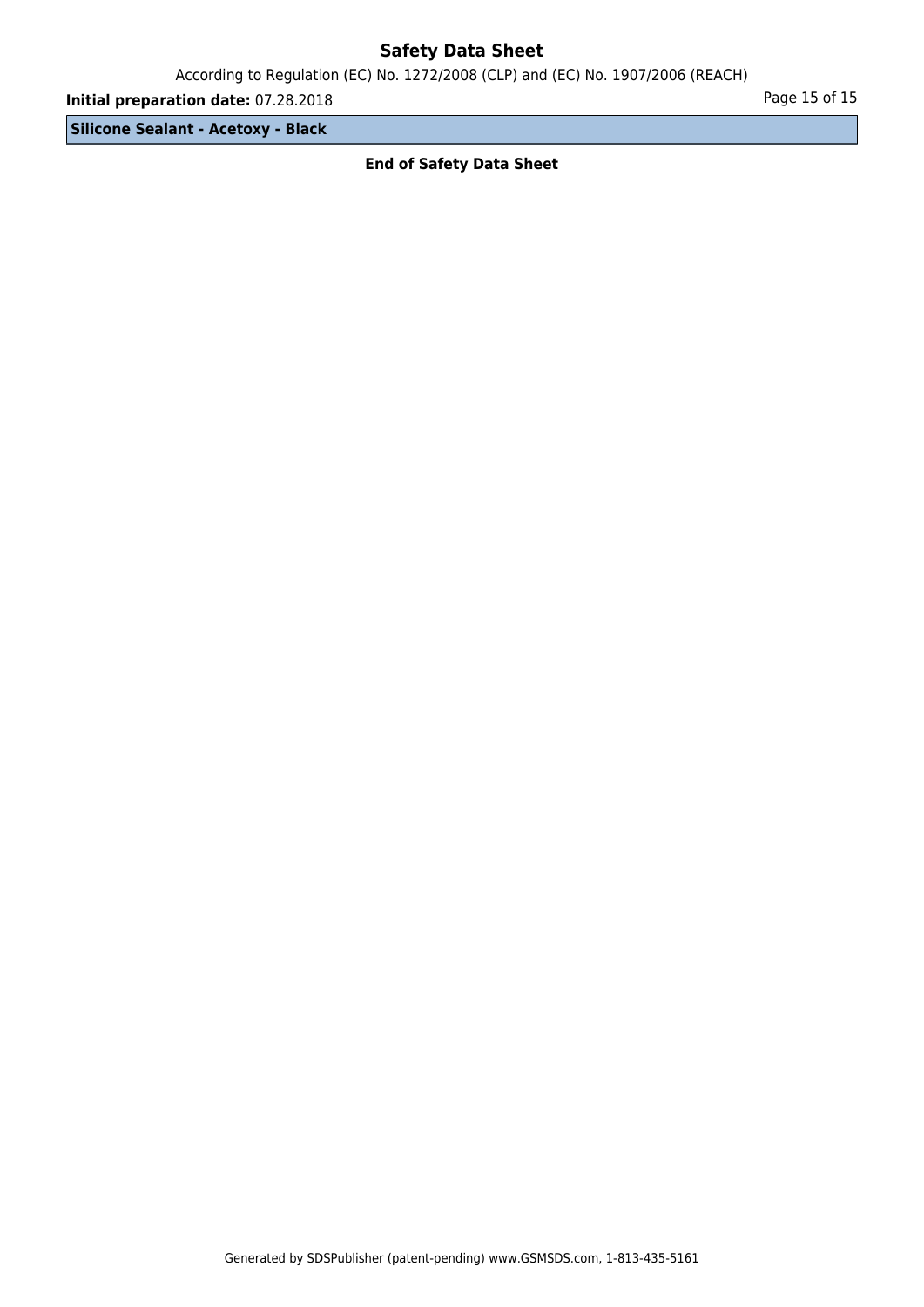**End of Safety Data Sheet**